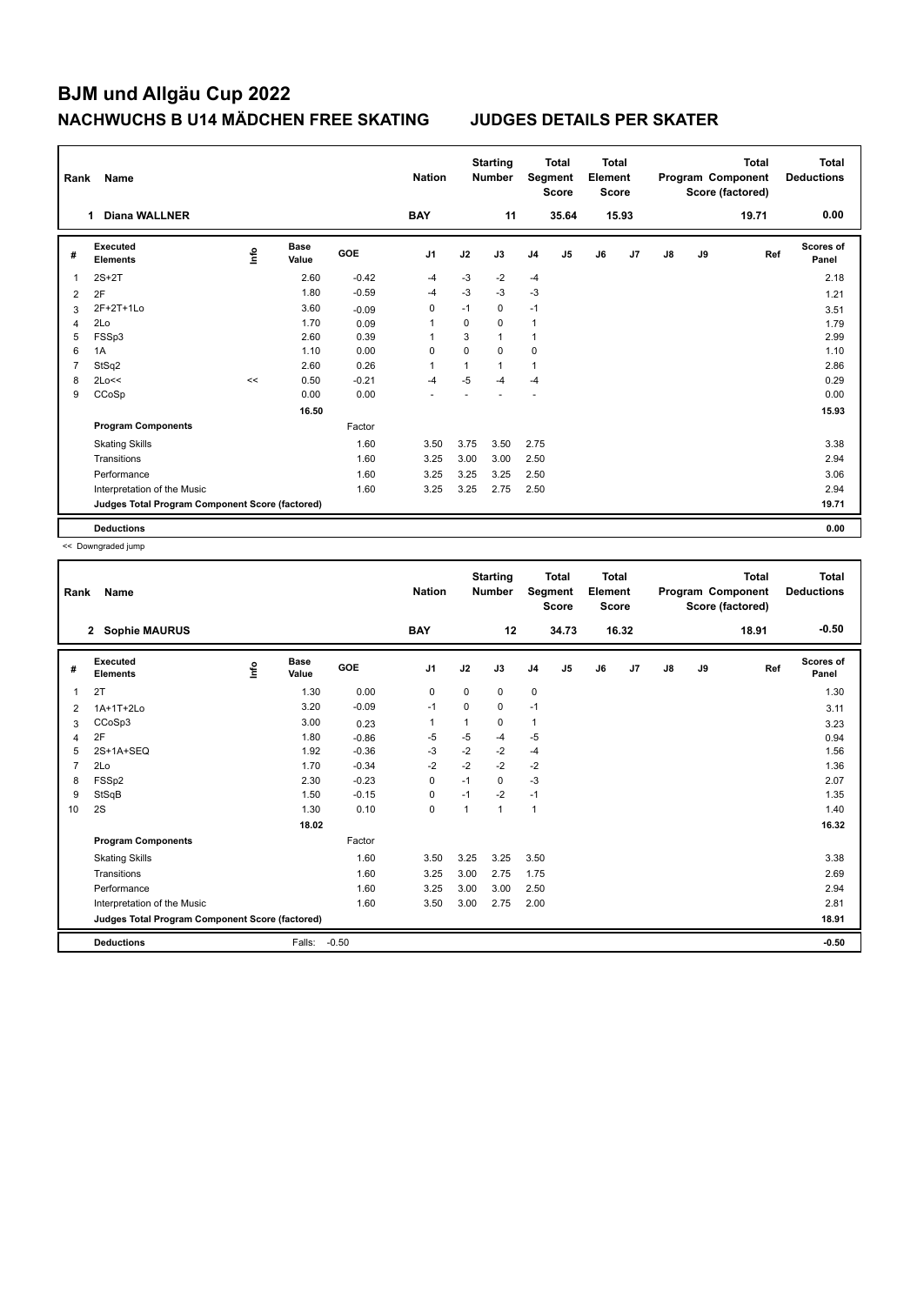# BJM und Allgäu Cup 2022

## NACHWUCHS B U14 MÄDCHEN FREE SKATING JUDGES DETAILS PER SKATER

| Rank | Name | Nation | Starting Number | Total Segment Score | Total Element Score | Total Program Component Score (factored) | Total Deductions |
|---|---|---|---|---|---|---|---|
| 1 | Diana WALLNER | BAY | 11 | 35.64 | 15.93 | 19.71 | 0.00 |

| # | Executed Elements | Info | Base Value | GOE | J1 | J2 | J3 | J4 | J5 | J6 | J7 | J8 | J9 | Ref | Scores of Panel |
|---|---|---|---|---|---|---|---|---|---|---|---|---|---|---|---|
| 1 | 2S+2T | | 2.60 | -0.42 | -4 | -3 | -2 | -4 | | | | | | | 2.18 |
| 2 | 2F | | 1.80 | -0.59 | -4 | -3 | -3 | -3 | | | | | | | 1.21 |
| 3 | 2F+2T+1Lo | | 3.60 | -0.09 | 0 | -1 | 0 | -1 | | | | | | | 3.51 |
| 4 | 2Lo | | 1.70 | 0.09 | 1 | 0 | 0 | 1 | | | | | | | 1.79 |
| 5 | FSSp3 | | 2.60 | 0.39 | 1 | 3 | 1 | 1 | | | | | | | 2.99 |
| 6 | 1A | | 1.10 | 0.00 | 0 | 0 | 0 | 0 | | | | | | | 1.10 |
| 7 | StSq2 | | 2.60 | 0.26 | 1 | 1 | 1 | 1 | | | | | | | 2.86 |
| 8 | 2Lo<< | << | 0.50 | -0.21 | -4 | -5 | -4 | -4 | | | | | | | 0.29 |
| 9 | CCoSp | | 0.00 | 0.00 | - | - | - | - | | | | | | | 0.00 |
| | | | 16.50 | | | | | | | | | | | | 15.93 |
| | **Program Components** | | | Factor | | | | | | | | | | | |
| | Skating Skills | | | 1.60 | 3.50 | 3.75 | 3.50 | 2.75 | | | | | | | 3.38 |
| | Transitions | | | 1.60 | 3.25 | 3.00 | 3.00 | 2.50 | | | | | | | 2.94 |
| | Performance | | | 1.60 | 3.25 | 3.25 | 3.25 | 2.50 | | | | | | | 3.06 |
| | Interpretation of the Music | | | 1.60 | 3.25 | 3.25 | 2.75 | 2.50 | | | | | | | 2.94 |
| | **Judges Total Program Component Score (factored)** | | | | | | | | | | | | | | 19.71 |
| | **Deductions** | | | | | | | | | | | | | | 0.00 |

<< Downgraded jump

| Rank | Name | Nation | Starting Number | Total Segment Score | Total Element Score | Total Program Component Score (factored) | Total Deductions |
|---|---|---|---|---|---|---|---|
| 2 | Sophie MAURUS | BAY | 12 | 34.73 | 16.32 | 18.91 | -0.50 |

| # | Executed Elements | Info | Base Value | GOE | J1 | J2 | J3 | J4 | J5 | J6 | J7 | J8 | J9 | Ref | Scores of Panel |
|---|---|---|---|---|---|---|---|---|---|---|---|---|---|---|---|
| 1 | 2T | | 1.30 | 0.00 | 0 | 0 | 0 | 0 | | | | | | | 1.30 |
| 2 | 1A+1T+2Lo | | 3.20 | -0.09 | -1 | 0 | 0 | -1 | | | | | | | 3.11 |
| 3 | CCoSp3 | | 3.00 | 0.23 | 1 | 1 | 0 | 1 | | | | | | | 3.23 |
| 4 | 2F | | 1.80 | -0.86 | -5 | -5 | -4 | -5 | | | | | | | 0.94 |
| 5 | 2S+1A+SEQ | | 1.92 | -0.36 | -3 | -2 | -2 | -4 | | | | | | | 1.56 |
| 7 | 2Lo | | 1.70 | -0.34 | -2 | -2 | -2 | -2 | | | | | | | 1.36 |
| 8 | FSSp2 | | 2.30 | -0.23 | 0 | -1 | 0 | -3 | | | | | | | 2.07 |
| 9 | StSqB | | 1.50 | -0.15 | 0 | -1 | -2 | -1 | | | | | | | 1.35 |
| 10 | 2S | | 1.30 | 0.10 | 0 | 1 | 1 | 1 | | | | | | | 1.40 |
| | | | 18.02 | | | | | | | | | | | | 16.32 |
| | **Program Components** | | | Factor | | | | | | | | | | | |
| | Skating Skills | | | 1.60 | 3.50 | 3.25 | 3.25 | 3.50 | | | | | | | 3.38 |
| | Transitions | | | 1.60 | 3.25 | 3.00 | 2.75 | 1.75 | | | | | | | 2.69 |
| | Performance | | | 1.60 | 3.25 | 3.00 | 3.00 | 2.50 | | | | | | | 2.94 |
| | Interpretation of the Music | | | 1.60 | 3.50 | 3.00 | 2.75 | 2.00 | | | | | | | 2.81 |
| | **Judges Total Program Component Score (factored)** | | | | | | | | | | | | | | 18.91 |
| | **Deductions** | | Falls: | -0.50 | | | | | | | | | | | -0.50 |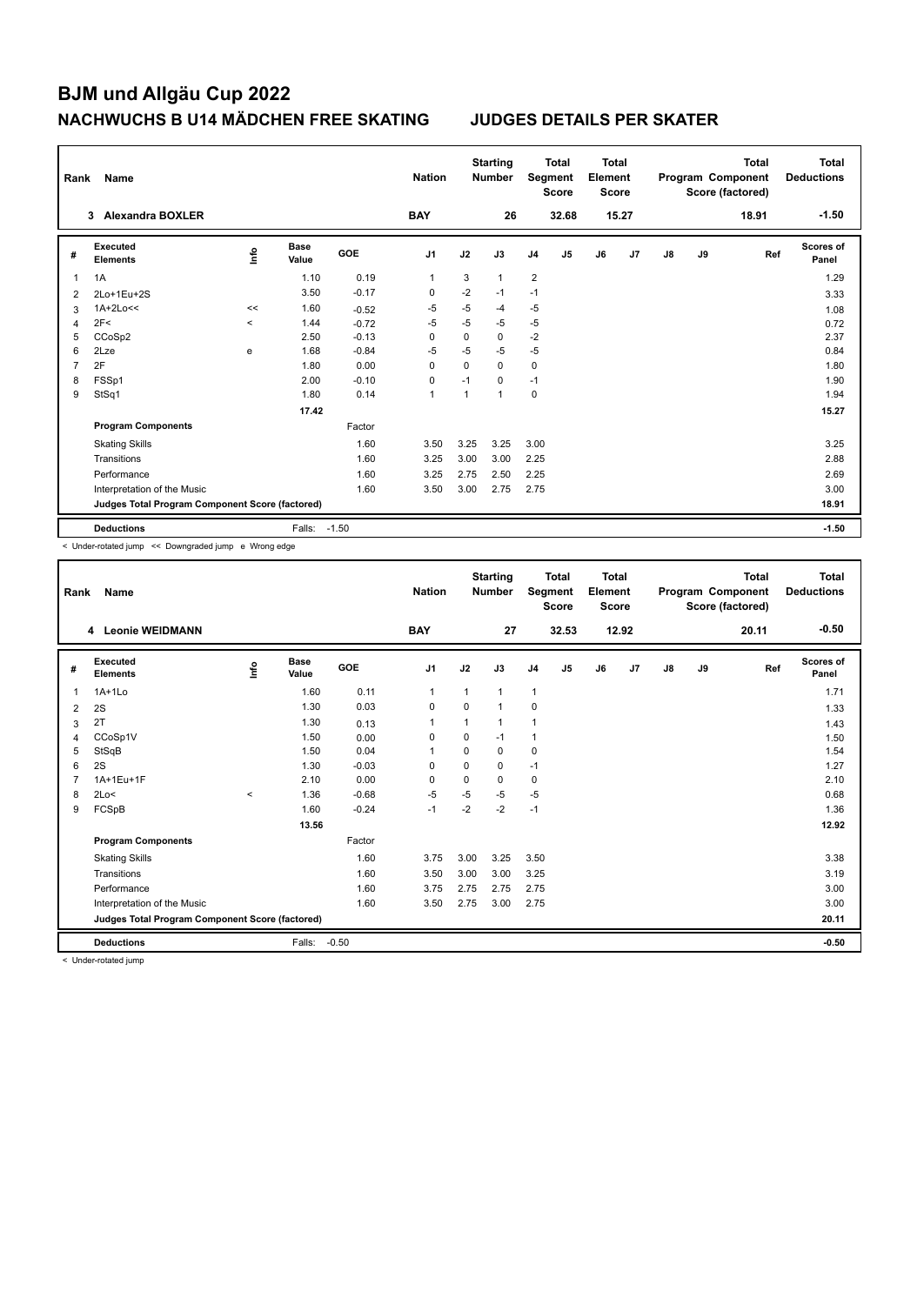# BJM und Allgäu Cup 2022

## NACHWUCHS B U14 MÄDCHEN FREE SKATING JUDGES DETAILS PER SKATER

| Rank | Name | Nation | Starting Number | Total Segment Score | Total Element Score | Total Program Component Score (factored) | Total Deductions |
|---|---|---|---|---|---|---|---|
| 3 | Alexandra BOXLER | BAY | 26 | 32.68 | 15.27 | 18.91 | -1.50 |

| # | Executed Elements | Info | Base Value | GOE | J1 | J2 | J3 | J4 | J5 | J6 | J7 | J8 | J9 | Ref | Scores of Panel |
|---|---|---|---|---|---|---|---|---|---|---|---|---|---|---|---|
| 1 | 1A | | 1.10 | 0.19 | 1 | 3 | 1 | 2 | | | | | | | 1.29 |
| 2 | 2Lo+1Eu+2S | | 3.50 | -0.17 | 0 | -2 | -1 | -1 | | | | | | | 3.33 |
| 3 | 1A+2Lo<< | << | 1.60 | -0.52 | -5 | -5 | -4 | -5 | | | | | | | 1.08 |
| 4 | 2F< | < | 1.44 | -0.72 | -5 | -5 | -5 | -5 | | | | | | | 0.72 |
| 5 | CCoSp2 | | 2.50 | -0.13 | 0 | 0 | 0 | -2 | | | | | | | 2.37 |
| 6 | 2Lze | e | 1.68 | -0.84 | -5 | -5 | -5 | -5 | | | | | | | 0.84 |
| 7 | 2F | | 1.80 | 0.00 | 0 | 0 | 0 | 0 | | | | | | | 1.80 |
| 8 | FSSp1 | | 2.00 | -0.10 | 0 | -1 | 0 | -1 | | | | | | | 1.90 |
| 9 | StSq1 | | 1.80 | 0.14 | 1 | 1 | 1 | 0 | | | | | | | 1.94 |
| | | | 17.42 | | | | | | | | | | | | 15.27 |
| | **Program Components** | | | Factor | | | | | | | | | | | |
| | Skating Skills | | | 1.60 | 3.50 | 3.25 | 3.25 | 3.00 | | | | | | | 3.25 |
| | Transitions | | | 1.60 | 3.25 | 3.00 | 3.00 | 2.25 | | | | | | | 2.88 |
| | Performance | | | 1.60 | 3.25 | 2.75 | 2.50 | 2.25 | | | | | | | 2.69 |
| | Interpretation of the Music | | | 1.60 | 3.50 | 3.00 | 2.75 | 2.75 | | | | | | | 3.00 |
| | **Judges Total Program Component Score (factored)** | | | | | | | | | | | | | | 18.91 |
| | **Deductions** | | Falls: | -1.50 | | | | | | | | | | | -1.50 |

< Under-rotated jump << Downgraded jump e Wrong edge

| Rank | Name | Nation | Starting Number | Total Segment Score | Total Element Score | Total Program Component Score (factored) | Total Deductions |
|---|---|---|---|---|---|---|---|
| 4 | Leonie WEIDMANN | BAY | 27 | 32.53 | 12.92 | 20.11 | -0.50 |

| # | Executed Elements | Info | Base Value | GOE | J1 | J2 | J3 | J4 | J5 | J6 | J7 | J8 | J9 | Ref | Scores of Panel |
|---|---|---|---|---|---|---|---|---|---|---|---|---|---|---|---|
| 1 | 1A+1Lo | | 1.60 | 0.11 | 1 | 1 | 1 | 1 | | | | | | | 1.71 |
| 2 | 2S | | 1.30 | 0.03 | 0 | 0 | 1 | 0 | | | | | | | 1.33 |
| 3 | 2T | | 1.30 | 0.13 | 1 | 1 | 1 | 1 | | | | | | | 1.43 |
| 4 | CCoSp1V | | 1.50 | 0.00 | 0 | 0 | -1 | 1 | | | | | | | 1.50 |
| 5 | StSqB | | 1.50 | 0.04 | 1 | 0 | 0 | 0 | | | | | | | 1.54 |
| 6 | 2S | | 1.30 | -0.03 | 0 | 0 | 0 | -1 | | | | | | | 1.27 |
| 7 | 1A+1Eu+1F | | 2.10 | 0.00 | 0 | 0 | 0 | 0 | | | | | | | 2.10 |
| 8 | 2Lo< | < | 1.36 | -0.68 | -5 | -5 | -5 | -5 | | | | | | | 0.68 |
| 9 | FCSpB | | 1.60 | -0.24 | -1 | -2 | -2 | -1 | | | | | | | 1.36 |
| | | | 13.56 | | | | | | | | | | | | 12.92 |
| | **Program Components** | | | Factor | | | | | | | | | | | |
| | Skating Skills | | | 1.60 | 3.75 | 3.00 | 3.25 | 3.50 | | | | | | | 3.38 |
| | Transitions | | | 1.60 | 3.50 | 3.00 | 3.00 | 3.25 | | | | | | | 3.19 |
| | Performance | | | 1.60 | 3.75 | 2.75 | 2.75 | 2.75 | | | | | | | 3.00 |
| | Interpretation of the Music | | | 1.60 | 3.50 | 2.75 | 3.00 | 2.75 | | | | | | | 3.00 |
| | **Judges Total Program Component Score (factored)** | | | | | | | | | | | | | | 20.11 |
| | **Deductions** | | Falls: | -0.50 | | | | | | | | | | | -0.50 |

< Under-rotated jump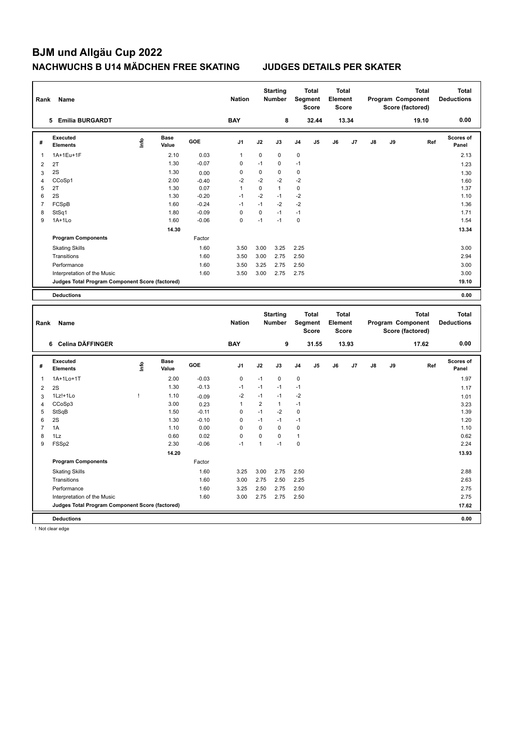# BJM und Allgäu Cup 2022

## NACHWUCHS B U14 MÄDCHEN FREE SKATING JUDGES DETAILS PER SKATER

| Rank | Name | Nation | Starting Number | Total Segment Score | Total Element Score | Total Program Component Score (factored) | Total Deductions |
|---|---|---|---|---|---|---|---|
| 5 | Emilia BURGARDT | BAY | 8 | 32.44 | 13.34 | 19.10 | 0.00 |

| # | Executed Elements | Info | Base Value | GOE | J1 | J2 | J3 | J4 | J5 | J6 | J7 | J8 | J9 | Ref | Scores of Panel |
|---|---|---|---|---|---|---|---|---|---|---|---|---|---|---|---|
| 1 | 1A+1Eu+1F | | 2.10 | 0.03 | 1 | 0 | 0 | 0 | | | | | | | 2.13 |
| 2 | 2T | | 1.30 | -0.07 | 0 | -1 | 0 | -1 | | | | | | | 1.23 |
| 3 | 2S | | 1.30 | 0.00 | 0 | 0 | 0 | 0 | | | | | | | 1.30 |
| 4 | CCoSp1 | | 2.00 | -0.40 | -2 | -2 | -2 | -2 | | | | | | | 1.60 |
| 5 | 2T | | 1.30 | 0.07 | 1 | 0 | 1 | 0 | | | | | | | 1.37 |
| 6 | 2S | | 1.30 | -0.20 | -1 | -2 | -1 | -2 | | | | | | | 1.10 |
| 7 | FCSpB | | 1.60 | -0.24 | -1 | -1 | -2 | -2 | | | | | | | 1.36 |
| 8 | StSq1 | | 1.80 | -0.09 | 0 | 0 | -1 | -1 | | | | | | | 1.71 |
| 9 | 1A+1Lo | | 1.60 | -0.06 | 0 | -1 | -1 | 0 | | | | | | | 1.54 |
| | | | 14.30 | | | | | | | | | | | | 13.34 |
| | **Program Components** | | | Factor | | | | | | | | | | | |
| | Skating Skills | | | 1.60 | 3.50 | 3.00 | 3.25 | 2.25 | | | | | | | 3.00 |
| | Transitions | | | 1.60 | 3.50 | 3.00 | 2.75 | 2.50 | | | | | | | 2.94 |
| | Performance | | | 1.60 | 3.50 | 3.25 | 2.75 | 2.50 | | | | | | | 3.00 |
| | Interpretation of the Music | | | 1.60 | 3.50 | 3.00 | 2.75 | 2.75 | | | | | | | 3.00 |
| | **Judges Total Program Component Score (factored)** | | | | | | | | | | | | | | **19.10** |
| | **Deductions** | | | | | | | | | | | | | | **0.00** |

| Rank | Name | Nation | Starting Number | Total Segment Score | Total Element Score | Total Program Component Score (factored) | Total Deductions |
|---|---|---|---|---|---|---|---|
| 6 | Celina DÄFFINGER | BAY | 9 | 31.55 | 13.93 | 17.62 | 0.00 |

| # | Executed Elements | Info | Base Value | GOE | J1 | J2 | J3 | J4 | J5 | J6 | J7 | J8 | J9 | Ref | Scores of Panel |
|---|---|---|---|---|---|---|---|---|---|---|---|---|---|---|---|
| 1 | 1A+1Lo+1T | | 2.00 | -0.03 | 0 | -1 | 0 | 0 | | | | | | | 1.97 |
| 2 | 2S | | 1.30 | -0.13 | -1 | -1 | -1 | -1 | | | | | | | 1.17 |
| 3 | 1Lz!+1Lo | ! | 1.10 | -0.09 | -2 | -1 | -1 | -2 | | | | | | | 1.01 |
| 4 | CCoSp3 | | 3.00 | 0.23 | 1 | 2 | 1 | -1 | | | | | | | 3.23 |
| 5 | StSqB | | 1.50 | -0.11 | 0 | -1 | -2 | 0 | | | | | | | 1.39 |
| 6 | 2S | | 1.30 | -0.10 | 0 | -1 | -1 | -1 | | | | | | | 1.20 |
| 7 | 1A | | 1.10 | 0.00 | 0 | 0 | 0 | 0 | | | | | | | 1.10 |
| 8 | 1Lz | | 0.60 | 0.02 | 0 | 0 | 0 | 1 | | | | | | | 0.62 |
| 9 | FSSp2 | | 2.30 | -0.06 | -1 | 1 | -1 | 0 | | | | | | | 2.24 |
| | | | 14.20 | | | | | | | | | | | | 13.93 |
| | **Program Components** | | | Factor | | | | | | | | | | | |
| | Skating Skills | | | 1.60 | 3.25 | 3.00 | 2.75 | 2.50 | | | | | | | 2.88 |
| | Transitions | | | 1.60 | 3.00 | 2.75 | 2.50 | 2.25 | | | | | | | 2.63 |
| | Performance | | | 1.60 | 3.25 | 2.50 | 2.75 | 2.50 | | | | | | | 2.75 |
| | Interpretation of the Music | | | 1.60 | 3.00 | 2.75 | 2.75 | 2.50 | | | | | | | 2.75 |
| | **Judges Total Program Component Score (factored)** | | | | | | | | | | | | | | **17.62** |
| | **Deductions** | | | | | | | | | | | | | | **0.00** |

! Not clear edge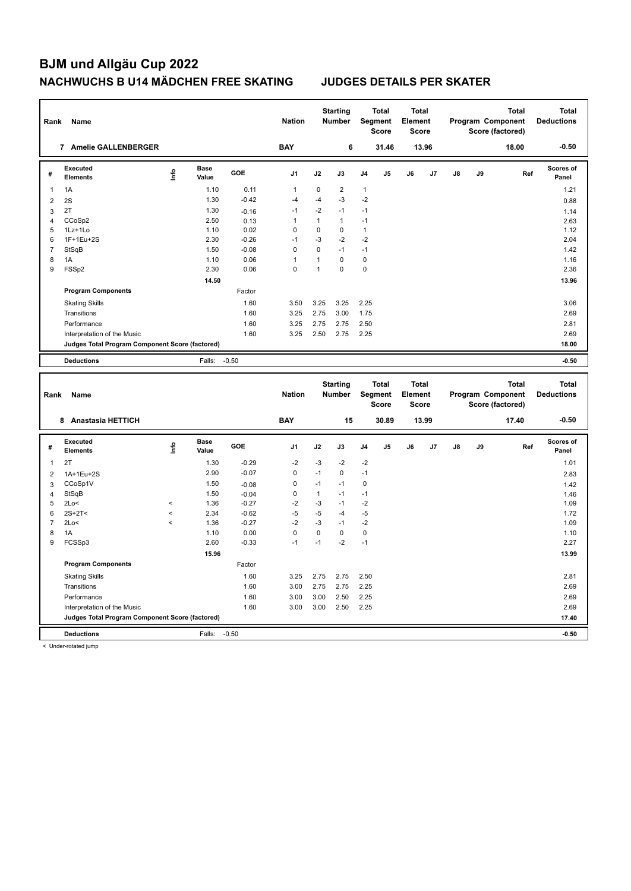# BJM und Allgäu Cup 2022

## NACHWUCHS B U14 MÄDCHEN FREE SKATING JUDGES DETAILS PER SKATER

| Rank | Name | Nation | Starting Number | Total Segment Score | Total Element Score | Total Program Component Score (factored) | Total Deductions |
|---|---|---|---|---|---|---|---|
| 7 | Amelie GALLENBERGER | BAY | 6 | 31.46 | 13.96 | 18.00 | -0.50 |

| # | Executed Elements | Info | Base Value | GOE | J1 | J2 | J3 | J4 | J5 | J6 | J7 | J8 | J9 | Ref | Scores of Panel |
|---|---|---|---|---|---|---|---|---|---|---|---|---|---|---|---|
| 1 | 1A | | 1.10 | 0.11 | 1 | 0 | 2 | 1 | | | | | | | 1.21 |
| 2 | 2S | | 1.30 | -0.42 | -4 | -4 | -3 | -2 | | | | | | | 0.88 |
| 3 | 2T | | 1.30 | -0.16 | -1 | -2 | -1 | -1 | | | | | | | 1.14 |
| 4 | CCoSp2 | | 2.50 | 0.13 | 1 | 1 | 1 | -1 | | | | | | | 2.63 |
| 5 | 1Lz+1Lo | | 1.10 | 0.02 | 0 | 0 | 0 | 1 | | | | | | | 1.12 |
| 6 | 1F+1Eu+2S | | 2.30 | -0.26 | -1 | -3 | -2 | -2 | | | | | | | 2.04 |
| 7 | StSqB | | 1.50 | -0.08 | 0 | 0 | -1 | -1 | | | | | | | 1.42 |
| 8 | 1A | | 1.10 | 0.06 | 1 | 1 | 0 | 0 | | | | | | | 1.16 |
| 9 | FSSp2 | | 2.30 | 0.06 | 0 | 1 | 0 | 0 | | | | | | | 2.36 |
| | | | 14.50 | | | | | | | | | | | | 13.96 |
| | **Program Components** | | | Factor | | | | | | | | | | | |
| | Skating Skills | | | 1.60 | 3.50 | 3.25 | 3.25 | 2.25 | | | | | | | 3.06 |
| | Transitions | | | 1.60 | 3.25 | 2.75 | 3.00 | 1.75 | | | | | | | 2.69 |
| | Performance | | | 1.60 | 3.25 | 2.75 | 2.75 | 2.50 | | | | | | | 2.81 |
| | Interpretation of the Music | | | 1.60 | 3.25 | 2.50 | 2.75 | 2.25 | | | | | | | 2.69 |
| | **Judges Total Program Component Score (factored)** | | | | | | | | | | | | | | 18.00 |
| | **Deductions** | | Falls: | -0.50 | | | | | | | | | | | -0.50 |

| Rank | Name | Nation | Starting Number | Total Segment Score | Total Element Score | Total Program Component Score (factored) | Total Deductions |
|---|---|---|---|---|---|---|---|
| 8 | Anastasia HETTICH | BAY | 15 | 30.89 | 13.99 | 17.40 | -0.50 |

| # | Executed Elements | Info | Base Value | GOE | J1 | J2 | J3 | J4 | J5 | J6 | J7 | J8 | J9 | Ref | Scores of Panel |
|---|---|---|---|---|---|---|---|---|---|---|---|---|---|---|---|
| 1 | 2T | | 1.30 | -0.29 | -2 | -3 | -2 | -2 | | | | | | | 1.01 |
| 2 | 1A+1Eu+2S | | 2.90 | -0.07 | 0 | -1 | 0 | -1 | | | | | | | 2.83 |
| 3 | CCoSp1V | | 1.50 | -0.08 | 0 | -1 | -1 | 0 | | | | | | | 1.42 |
| 4 | StSqB | | 1.50 | -0.04 | 0 | 1 | -1 | -1 | | | | | | | 1.46 |
| 5 | 2Lo< | < | 1.36 | -0.27 | -2 | -3 | -1 | -2 | | | | | | | 1.09 |
| 6 | 2S+2T< | < | 2.34 | -0.62 | -5 | -5 | -4 | -5 | | | | | | | 1.72 |
| 7 | 2Lo< | < | 1.36 | -0.27 | -2 | -3 | -1 | -2 | | | | | | | 1.09 |
| 8 | 1A | | 1.10 | 0.00 | 0 | 0 | 0 | 0 | | | | | | | 1.10 |
| 9 | FCSSp3 | | 2.60 | -0.33 | -1 | -1 | -2 | -1 | | | | | | | 2.27 |
| | | | 15.96 | | | | | | | | | | | | 13.99 |
| | **Program Components** | | | Factor | | | | | | | | | | | |
| | Skating Skills | | | 1.60 | 3.25 | 2.75 | 2.75 | 2.50 | | | | | | | 2.81 |
| | Transitions | | | 1.60 | 3.00 | 2.75 | 2.75 | 2.25 | | | | | | | 2.69 |
| | Performance | | | 1.60 | 3.00 | 3.00 | 2.50 | 2.25 | | | | | | | 2.69 |
| | Interpretation of the Music | | | 1.60 | 3.00 | 3.00 | 2.50 | 2.25 | | | | | | | 2.69 |
| | **Judges Total Program Component Score (factored)** | | | | | | | | | | | | | | 17.40 |
| | **Deductions** | | Falls: | -0.50 | | | | | | | | | | | -0.50 |

< Under-rotated jump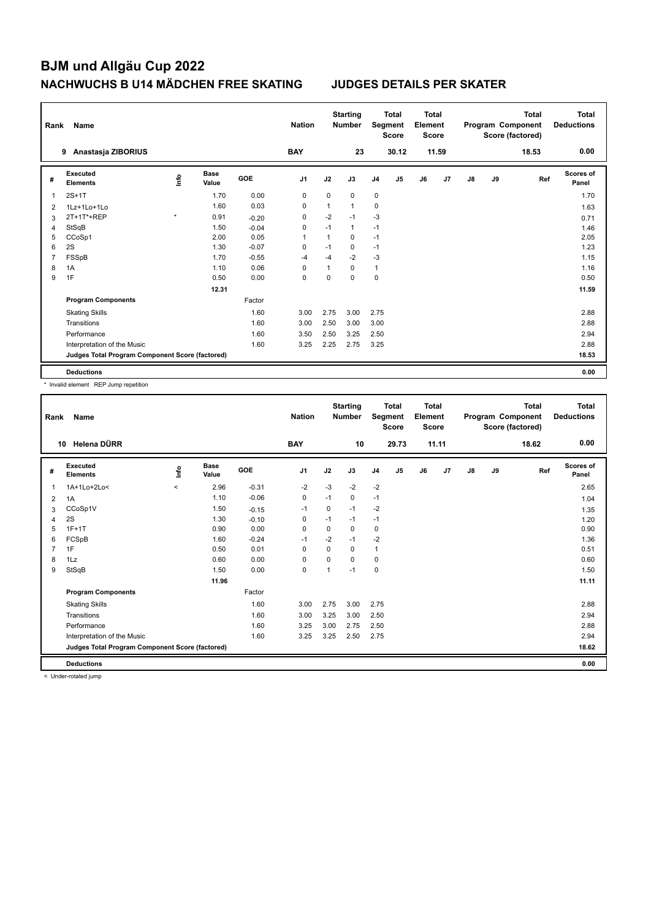# BJM und Allgäu Cup 2022

## NACHWUCHS B U14 MÄDCHEN FREE SKATING JUDGES DETAILS PER SKATER

| Rank | Name | Nation | Starting Number | Total Segment Score | Total Element Score | Total Program Component Score (factored) | Total Deductions |
|---|---|---|---|---|---|---|---|
| 9 | Anastasja ZIBORIUS | BAY | 23 | 30.12 | 11.59 | 18.53 | 0.00 |

| # | Executed Elements | Info | Base Value | GOE | J1 | J2 | J3 | J4 | J5 | J6 | J7 | J8 | J9 | Ref | Scores of Panel |
|---|---|---|---|---|---|---|---|---|---|---|---|---|---|---|---|
| 1 | 2S+1T | | 1.70 | 0.00 | 0 | 0 | 0 | 0 | | | | | | | 1.70 |
| 2 | 1Lz+1Lo+1Lo | | 1.60 | 0.03 | 0 | 1 | 1 | 0 | | | | | | | 1.63 |
| 3 | 2T+1T*+REP | * | 0.91 | -0.20 | 0 | -2 | -1 | -3 | | | | | | | 0.71 |
| 4 | StSqB | | 1.50 | -0.04 | 0 | -1 | 1 | -1 | | | | | | | 1.46 |
| 5 | CCoSp1 | | 2.00 | 0.05 | 1 | 1 | 0 | -1 | | | | | | | 2.05 |
| 6 | 2S | | 1.30 | -0.07 | 0 | -1 | 0 | -1 | | | | | | | 1.23 |
| 7 | FSSpB | | 1.70 | -0.55 | -4 | -4 | -2 | -3 | | | | | | | 1.15 |
| 8 | 1A | | 1.10 | 0.06 | 0 | 1 | 0 | 1 | | | | | | | 1.16 |
| 9 | 1F | | 0.50 | 0.00 | 0 | 0 | 0 | 0 | | | | | | | 0.50 |
| | | | 12.31 | | | | | | | | | | | | 11.59 |
| | **Program Components** | | | Factor | | | | | | | | | | | |
| | Skating Skills | | | 1.60 | 3.00 | 2.75 | 3.00 | 2.75 | | | | | | | 2.88 |
| | Transitions | | | 1.60 | 3.00 | 2.50 | 3.00 | 3.00 | | | | | | | 2.88 |
| | Performance | | | 1.60 | 3.50 | 2.50 | 3.25 | 2.50 | | | | | | | 2.94 |
| | Interpretation of the Music | | | 1.60 | 3.25 | 2.25 | 2.75 | 3.25 | | | | | | | 2.88 |
| | **Judges Total Program Component Score (factored)** | | | | | | | | | | | | | | **18.53** |
| | **Deductions** | | | | | | | | | | | | | | **0.00** |

\* Invalid element REP Jump repetition

| Rank | Name | Nation | Starting Number | Total Segment Score | Total Element Score | Total Program Component Score (factored) | Total Deductions |
|---|---|---|---|---|---|---|---|
| 10 | Helena DÜRR | BAY | 10 | 29.73 | 11.11 | 18.62 | 0.00 |

| # | Executed Elements | Info | Base Value | GOE | J1 | J2 | J3 | J4 | J5 | J6 | J7 | J8 | J9 | Ref | Scores of Panel |
|---|---|---|---|---|---|---|---|---|---|---|---|---|---|---|---|
| 1 | 1A+1Lo+2Lo< | < | 2.96 | -0.31 | -2 | -3 | -2 | -2 | | | | | | | 2.65 |
| 2 | 1A | | 1.10 | -0.06 | 0 | -1 | 0 | -1 | | | | | | | 1.04 |
| 3 | CCoSp1V | | 1.50 | -0.15 | -1 | 0 | -1 | -2 | | | | | | | 1.35 |
| 4 | 2S | | 1.30 | -0.10 | 0 | -1 | -1 | -1 | | | | | | | 1.20 |
| 5 | 1F+1T | | 0.90 | 0.00 | 0 | 0 | 0 | 0 | | | | | | | 0.90 |
| 6 | FCSpB | | 1.60 | -0.24 | -1 | -2 | -1 | -2 | | | | | | | 1.36 |
| 7 | 1F | | 0.50 | 0.01 | 0 | 0 | 0 | 1 | | | | | | | 0.51 |
| 8 | 1Lz | | 0.60 | 0.00 | 0 | 0 | 0 | 0 | | | | | | | 0.60 |
| 9 | StSqB | | 1.50 | 0.00 | 0 | 1 | -1 | 0 | | | | | | | 1.50 |
| | | | 11.96 | | | | | | | | | | | | 11.11 |
| | **Program Components** | | | Factor | | | | | | | | | | | |
| | Skating Skills | | | 1.60 | 3.00 | 2.75 | 3.00 | 2.75 | | | | | | | 2.88 |
| | Transitions | | | 1.60 | 3.00 | 3.25 | 3.00 | 2.50 | | | | | | | 2.94 |
| | Performance | | | 1.60 | 3.25 | 3.00 | 2.75 | 2.50 | | | | | | | 2.88 |
| | Interpretation of the Music | | | 1.60 | 3.25 | 3.25 | 2.50 | 2.75 | | | | | | | 2.94 |
| | **Judges Total Program Component Score (factored)** | | | | | | | | | | | | | | **18.62** |
| | **Deductions** | | | | | | | | | | | | | | **0.00** |

< Under-rotated jump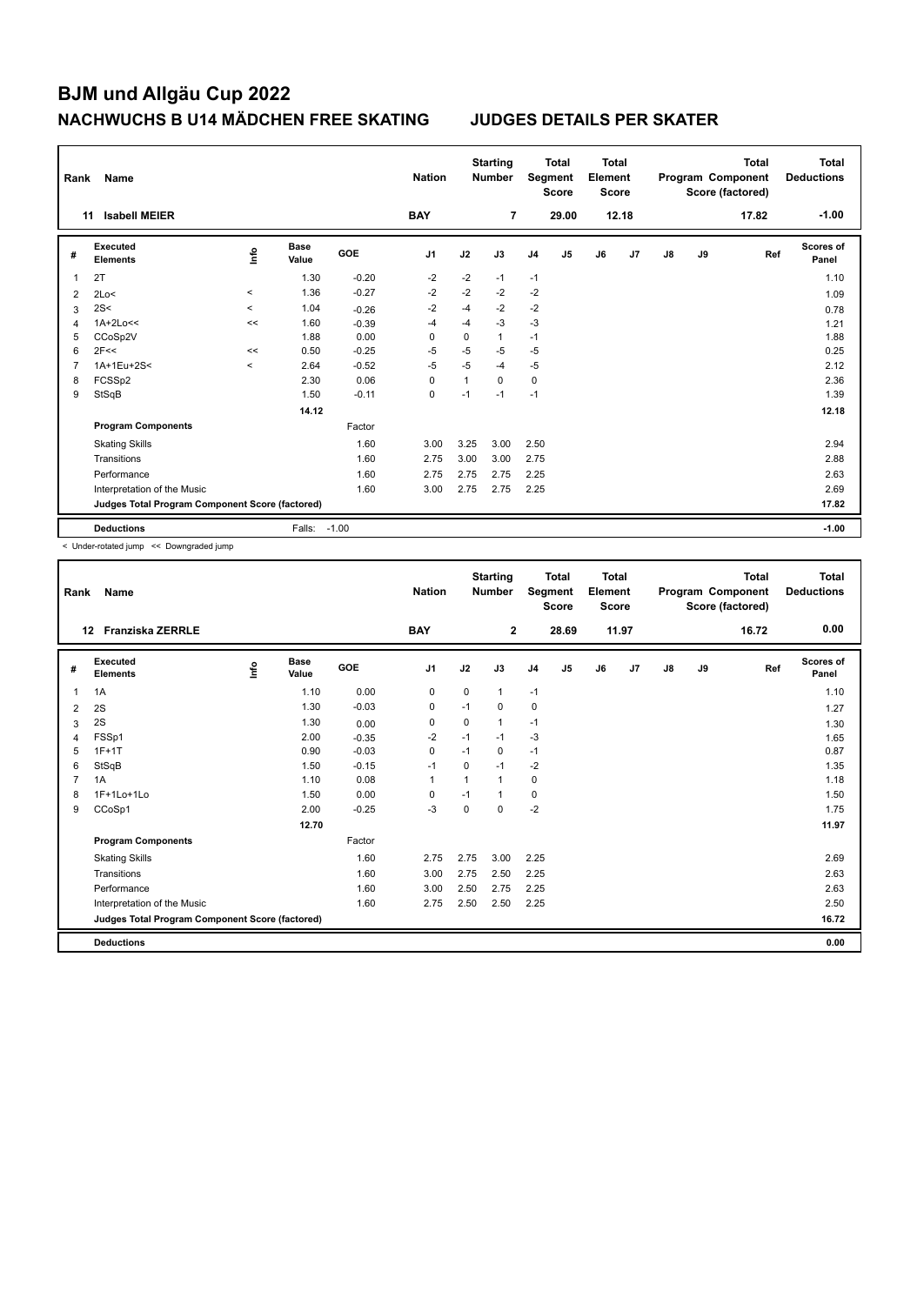# BJM und Allgäu Cup 2022

## NACHWUCHS B U14 MÄDCHEN FREE SKATING JUDGES DETAILS PER SKATER

| Rank | Name | Nation | Starting Number | Total Segment Score | Total Element Score | Total Program Component Score (factored) | Total Deductions |
|---|---|---|---|---|---|---|---|
| 11 | Isabell MEIER | BAY | 7 | 29.00 | 12.18 | 17.82 | -1.00 |

| # | Executed Elements | Info | Base Value | GOE | J1 | J2 | J3 | J4 | J5 | J6 | J7 | J8 | J9 | Ref | Scores of Panel |
|---|---|---|---|---|---|---|---|---|---|---|---|---|---|---|---|
| 1 | 2T | | 1.30 | -0.20 | -2 | -2 | -1 | -1 | | | | | | | 1.10 |
| 2 | 2Lo< | < | 1.36 | -0.27 | -2 | -2 | -2 | -2 | | | | | | | 1.09 |
| 3 | 2S< | < | 1.04 | -0.26 | -2 | -4 | -2 | -2 | | | | | | | 0.78 |
| 4 | 1A+2Lo<< | << | 1.60 | -0.39 | -4 | -4 | -3 | -3 | | | | | | | 1.21 |
| 5 | CCoSp2V | | 1.88 | 0.00 | 0 | 0 | 1 | -1 | | | | | | | 1.88 |
| 6 | 2F<< | << | 0.50 | -0.25 | -5 | -5 | -5 | -5 | | | | | | | 0.25 |
| 7 | 1A+1Eu+2S< | < | 2.64 | -0.52 | -5 | -5 | -4 | -5 | | | | | | | 2.12 |
| 8 | FCSSp2 | | 2.30 | 0.06 | 0 | 1 | 0 | 0 | | | | | | | 2.36 |
| 9 | StSqB | | 1.50 | -0.11 | 0 | -1 | -1 | -1 | | | | | | | 1.39 |
| | | | 14.12 | | | | | | | | | | | | 12.18 |
| | **Program Components** | | | Factor | | | | | | | | | | | |
| | Skating Skills | | | 1.60 | 3.00 | 3.25 | 3.00 | 2.50 | | | | | | | 2.94 |
| | Transitions | | | 1.60 | 2.75 | 3.00 | 3.00 | 2.75 | | | | | | | 2.88 |
| | Performance | | | 1.60 | 2.75 | 2.75 | 2.75 | 2.25 | | | | | | | 2.63 |
| | Interpretation of the Music | | | 1.60 | 3.00 | 2.75 | 2.75 | 2.25 | | | | | | | 2.69 |
| | **Judges Total Program Component Score (factored)** | | | | | | | | | | | | | | 17.82 |
| | **Deductions** | | Falls: | -1.00 | | | | | | | | | | | -1.00 |

< Under-rotated jump << Downgraded jump

| Rank | Name | Nation | Starting Number | Total Segment Score | Total Element Score | Total Program Component Score (factored) | Total Deductions |
|---|---|---|---|---|---|---|---|
| 12 | Franziska ZERRLE | BAY | 2 | 28.69 | 11.97 | 16.72 | 0.00 |

| # | Executed Elements | Info | Base Value | GOE | J1 | J2 | J3 | J4 | J5 | J6 | J7 | J8 | J9 | Ref | Scores of Panel |
|---|---|---|---|---|---|---|---|---|---|---|---|---|---|---|---|
| 1 | 1A | | 1.10 | 0.00 | 0 | 0 | 1 | -1 | | | | | | | 1.10 |
| 2 | 2S | | 1.30 | -0.03 | 0 | -1 | 0 | 0 | | | | | | | 1.27 |
| 3 | 2S | | 1.30 | 0.00 | 0 | 0 | 1 | -1 | | | | | | | 1.30 |
| 4 | FSSp1 | | 2.00 | -0.35 | -2 | -1 | -1 | -3 | | | | | | | 1.65 |
| 5 | 1F+1T | | 0.90 | -0.03 | 0 | -1 | 0 | -1 | | | | | | | 0.87 |
| 6 | StSqB | | 1.50 | -0.15 | -1 | 0 | -1 | -2 | | | | | | | 1.35 |
| 7 | 1A | | 1.10 | 0.08 | 1 | 1 | 1 | 0 | | | | | | | 1.18 |
| 8 | 1F+1Lo+1Lo | | 1.50 | 0.00 | 0 | -1 | 1 | 0 | | | | | | | 1.50 |
| 9 | CCoSp1 | | 2.00 | -0.25 | -3 | 0 | 0 | -2 | | | | | | | 1.75 |
| | | | 12.70 | | | | | | | | | | | | 11.97 |
| | **Program Components** | | | Factor | | | | | | | | | | | |
| | Skating Skills | | | 1.60 | 2.75 | 2.75 | 3.00 | 2.25 | | | | | | | 2.69 |
| | Transitions | | | 1.60 | 3.00 | 2.75 | 2.50 | 2.25 | | | | | | | 2.63 |
| | Performance | | | 1.60 | 3.00 | 2.50 | 2.75 | 2.25 | | | | | | | 2.63 |
| | Interpretation of the Music | | | 1.60 | 2.75 | 2.50 | 2.50 | 2.25 | | | | | | | 2.50 |
| | **Judges Total Program Component Score (factored)** | | | | | | | | | | | | | | 16.72 |
| | **Deductions** | | | | | | | | | | | | | | 0.00 |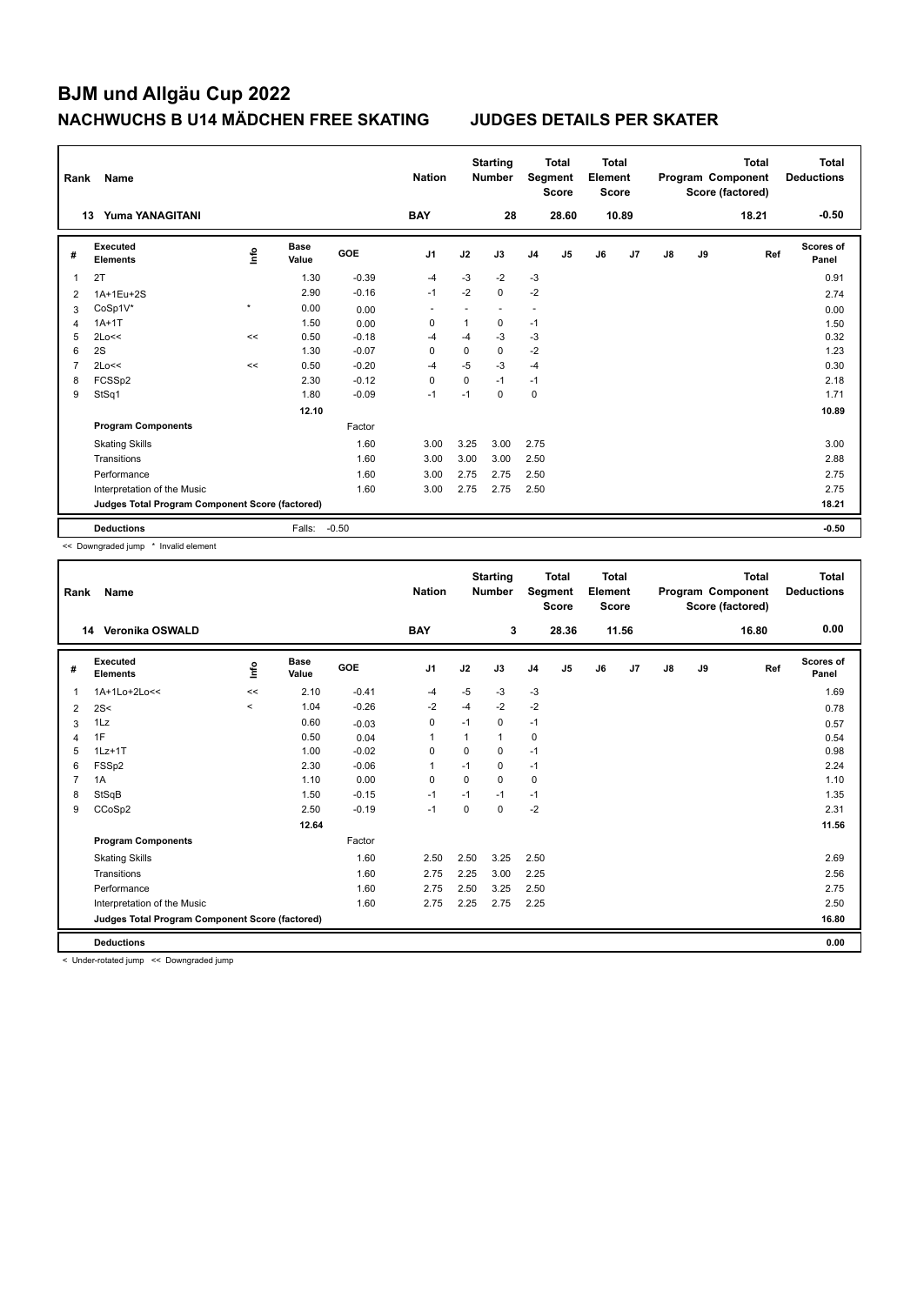# BJM und Allgäu Cup 2022

## NACHWUCHS B U14 MÄDCHEN FREE SKATING JUDGES DETAILS PER SKATER

| Rank | Name | Nation | Starting Number | Total Segment Score | Total Element Score | Total Program Component Score (factored) | Total Deductions |
|---|---|---|---|---|---|---|---|
| 13 | Yuma YANAGITANI | BAY | 28 | 28.60 | 10.89 | 18.21 | -0.50 |

| # | Executed Elements | Info | Base Value | GOE | J1 | J2 | J3 | J4 | J5 | J6 | J7 | J8 | J9 | Ref | Scores of Panel |
|---|---|---|---|---|---|---|---|---|---|---|---|---|---|---|---|
| 1 | 2T | | 1.30 | -0.39 | -4 | -3 | -2 | -3 | | | | | | | 0.91 |
| 2 | 1A+1Eu+2S | | 2.90 | -0.16 | -1 | -2 | 0 | -2 | | | | | | | 2.74 |
| 3 | CoSp1V* | * | 0.00 | 0.00 | - | - | - | - | | | | | | | 0.00 |
| 4 | 1A+1T | | 1.50 | 0.00 | 0 | 1 | 0 | -1 | | | | | | | 1.50 |
| 5 | 2Lo<< | << | 0.50 | -0.18 | -4 | -4 | -3 | -3 | | | | | | | 0.32 |
| 6 | 2S | | 1.30 | -0.07 | 0 | 0 | 0 | -2 | | | | | | | 1.23 |
| 7 | 2Lo<< | << | 0.50 | -0.20 | -4 | -5 | -3 | -4 | | | | | | | 0.30 |
| 8 | FCSSp2 | | 2.30 | -0.12 | 0 | 0 | -1 | -1 | | | | | | | 2.18 |
| 9 | StSq1 | | 1.80 | -0.09 | -1 | -1 | 0 | 0 | | | | | | | 1.71 |
| | | | 12.10 | | | | | | | | | | | | 10.89 |
| | **Program Components** | | | Factor | | | | | | | | | | | |
| | Skating Skills | | | 1.60 | 3.00 | 3.25 | 3.00 | 2.75 | | | | | | | 3.00 |
| | Transitions | | | 1.60 | 3.00 | 3.00 | 3.00 | 2.50 | | | | | | | 2.88 |
| | Performance | | | 1.60 | 3.00 | 2.75 | 2.75 | 2.50 | | | | | | | 2.75 |
| | Interpretation of the Music | | | 1.60 | 3.00 | 2.75 | 2.75 | 2.50 | | | | | | | 2.75 |
| | **Judges Total Program Component Score (factored)** | | | | | | | | | | | | | | 18.21 |
| | **Deductions** | | Falls: | -0.50 | | | | | | | | | | | -0.50 |

<< Downgraded jump * Invalid element

| Rank | Name | Nation | Starting Number | Total Segment Score | Total Element Score | Total Program Component Score (factored) | Total Deductions |
|---|---|---|---|---|---|---|---|
| 14 | Veronika OSWALD | BAY | 3 | 28.36 | 11.56 | 16.80 | 0.00 |

| # | Executed Elements | Info | Base Value | GOE | J1 | J2 | J3 | J4 | J5 | J6 | J7 | J8 | J9 | Ref | Scores of Panel |
|---|---|---|---|---|---|---|---|---|---|---|---|---|---|---|---|
| 1 | 1A+1Lo+2Lo<< | << | 2.10 | -0.41 | -4 | -5 | -3 | -3 | | | | | | | 1.69 |
| 2 | 2S< | < | 1.04 | -0.26 | -2 | -4 | -2 | -2 | | | | | | | 0.78 |
| 3 | 1Lz | | 0.60 | -0.03 | 0 | -1 | 0 | -1 | | | | | | | 0.57 |
| 4 | 1F | | 0.50 | 0.04 | 1 | 1 | 1 | 0 | | | | | | | 0.54 |
| 5 | 1Lz+1T | | 1.00 | -0.02 | 0 | 0 | 0 | -1 | | | | | | | 0.98 |
| 6 | FSSp2 | | 2.30 | -0.06 | 1 | -1 | 0 | -1 | | | | | | | 2.24 |
| 7 | 1A | | 1.10 | 0.00 | 0 | 0 | 0 | 0 | | | | | | | 1.10 |
| 8 | StSqB | | 1.50 | -0.15 | -1 | -1 | -1 | -1 | | | | | | | 1.35 |
| 9 | CCoSp2 | | 2.50 | -0.19 | -1 | 0 | 0 | -2 | | | | | | | 2.31 |
| | | | 12.64 | | | | | | | | | | | | 11.56 |
| | **Program Components** | | | Factor | | | | | | | | | | | |
| | Skating Skills | | | 1.60 | 2.50 | 2.50 | 3.25 | 2.50 | | | | | | | 2.69 |
| | Transitions | | | 1.60 | 2.75 | 2.25 | 3.00 | 2.25 | | | | | | | 2.56 |
| | Performance | | | 1.60 | 2.75 | 2.50 | 3.25 | 2.50 | | | | | | | 2.75 |
| | Interpretation of the Music | | | 1.60 | 2.75 | 2.25 | 2.75 | 2.25 | | | | | | | 2.50 |
| | **Judges Total Program Component Score (factored)** | | | | | | | | | | | | | | 16.80 |
| | **Deductions** | | | | | | | | | | | | | | 0.00 |

< Under-rotated jump << Downgraded jump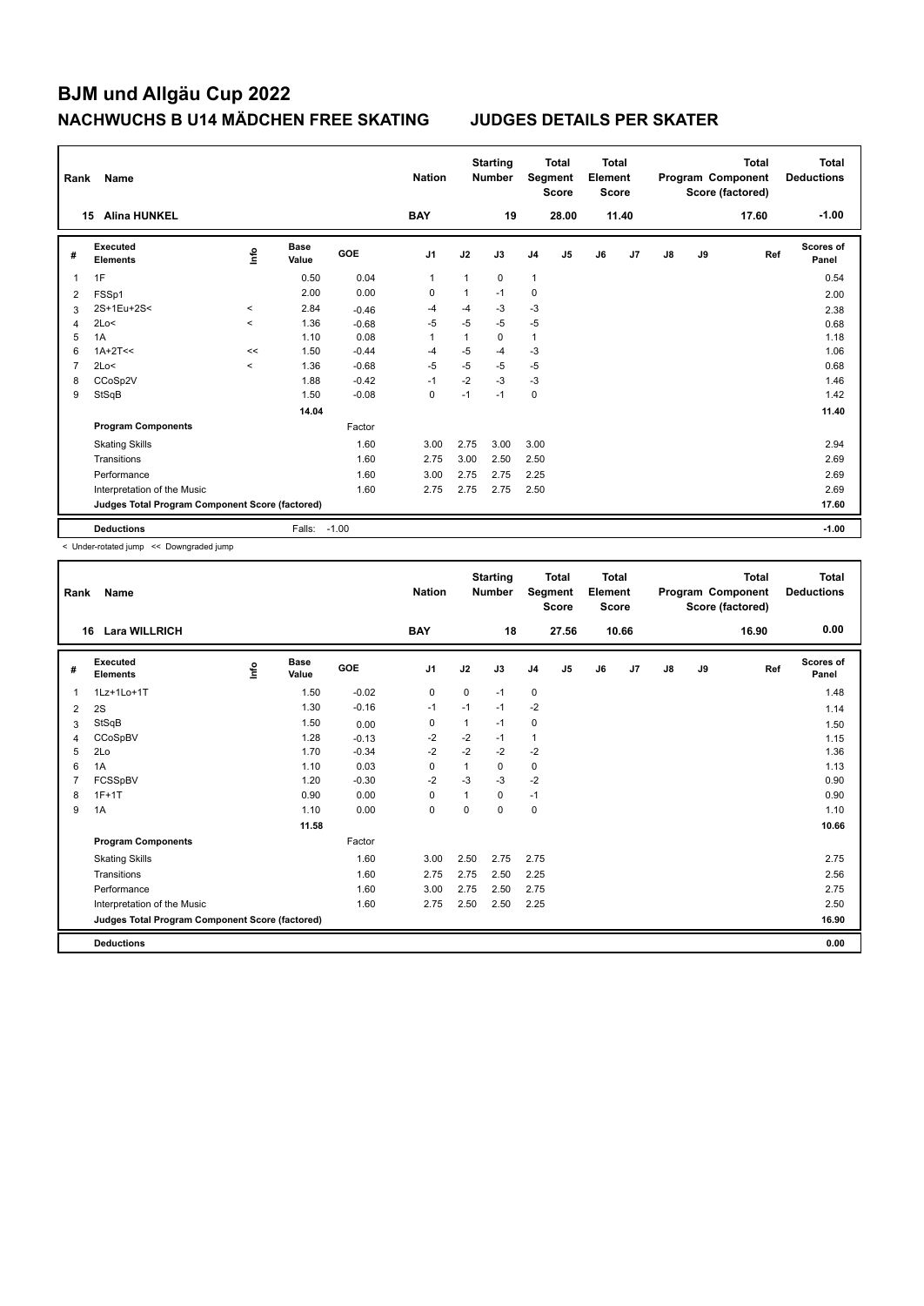# BJM und Allgäu Cup 2022

## NACHWUCHS B U14 MÄDCHEN FREE SKATING JUDGES DETAILS PER SKATER

| Rank | Name | Nation | Starting Number | Total Segment Score | Total Element Score | Total Program Component Score (factored) | Total Deductions |
|---|---|---|---|---|---|---|---|
| 15 | Alina HUNKEL | BAY | 19 | 28.00 | 11.40 | 17.60 | -1.00 |

| # | Executed Elements | Info | Base Value | GOE | J1 | J2 | J3 | J4 | J5 | J6 | J7 | J8 | J9 | Ref | Scores of Panel |
|---|---|---|---|---|---|---|---|---|---|---|---|---|---|---|---|
| 1 | 1F | | 0.50 | 0.04 | 1 | 1 | 0 | 1 | | | | | | | 0.54 |
| 2 | FSSp1 | | 2.00 | 0.00 | 0 | 1 | -1 | 0 | | | | | | | 2.00 |
| 3 | 2S+1Eu+2S< | < | 2.84 | -0.46 | -4 | -4 | -3 | -3 | | | | | | | 2.38 |
| 4 | 2Lo< | < | 1.36 | -0.68 | -5 | -5 | -5 | -5 | | | | | | | 0.68 |
| 5 | 1A | | 1.10 | 0.08 | 1 | 1 | 0 | 1 | | | | | | | 1.18 |
| 6 | 1A+2T<< | << | 1.50 | -0.44 | -4 | -5 | -4 | -3 | | | | | | | 1.06 |
| 7 | 2Lo< | < | 1.36 | -0.68 | -5 | -5 | -5 | -5 | | | | | | | 0.68 |
| 8 | CCoSp2V | | 1.88 | -0.42 | -1 | -2 | -3 | -3 | | | | | | | 1.46 |
| 9 | StSqB | | 1.50 | -0.08 | 0 | -1 | -1 | 0 | | | | | | | 1.42 |
| | | | 14.04 | | | | | | | | | | | | 11.40 |
| | **Program Components** | | | Factor | | | | | | | | | | | |
| | Skating Skills | | | 1.60 | 3.00 | 2.75 | 3.00 | 3.00 | | | | | | | 2.94 |
| | Transitions | | | 1.60 | 2.75 | 3.00 | 2.50 | 2.50 | | | | | | | 2.69 |
| | Performance | | | 1.60 | 3.00 | 2.75 | 2.75 | 2.25 | | | | | | | 2.69 |
| | Interpretation of the Music | | | 1.60 | 2.75 | 2.75 | 2.75 | 2.50 | | | | | | | 2.69 |
| | **Judges Total Program Component Score (factored)** | | | | | | | | | | | | | | 17.60 |
| | **Deductions** | | Falls: | -1.00 | | | | | | | | | | | -1.00 |

< Under-rotated jump << Downgraded jump

| Rank | Name | Nation | Starting Number | Total Segment Score | Total Element Score | Total Program Component Score (factored) | Total Deductions |
|---|---|---|---|---|---|---|---|
| 16 | Lara WILLRICH | BAY | 18 | 27.56 | 10.66 | 16.90 | 0.00 |

| # | Executed Elements | Info | Base Value | GOE | J1 | J2 | J3 | J4 | J5 | J6 | J7 | J8 | J9 | Ref | Scores of Panel |
|---|---|---|---|---|---|---|---|---|---|---|---|---|---|---|---|
| 1 | 1Lz+1Lo+1T | | 1.50 | -0.02 | 0 | 0 | -1 | 0 | | | | | | | 1.48 |
| 2 | 2S | | 1.30 | -0.16 | -1 | -1 | -1 | -2 | | | | | | | 1.14 |
| 3 | StSqB | | 1.50 | 0.00 | 0 | 1 | -1 | 0 | | | | | | | 1.50 |
| 4 | CCoSpBV | | 1.28 | -0.13 | -2 | -2 | -1 | 1 | | | | | | | 1.15 |
| 5 | 2Lo | | 1.70 | -0.34 | -2 | -2 | -2 | -2 | | | | | | | 1.36 |
| 6 | 1A | | 1.10 | 0.03 | 0 | 1 | 0 | 0 | | | | | | | 1.13 |
| 7 | FCSSpBV | | 1.20 | -0.30 | -2 | -3 | -3 | -2 | | | | | | | 0.90 |
| 8 | 1F+1T | | 0.90 | 0.00 | 0 | 1 | 0 | -1 | | | | | | | 0.90 |
| 9 | 1A | | 1.10 | 0.00 | 0 | 0 | 0 | 0 | | | | | | | 1.10 |
| | | | 11.58 | | | | | | | | | | | | 10.66 |
| | **Program Components** | | | Factor | | | | | | | | | | | |
| | Skating Skills | | | 1.60 | 3.00 | 2.50 | 2.75 | 2.75 | | | | | | | 2.75 |
| | Transitions | | | 1.60 | 2.75 | 2.75 | 2.50 | 2.25 | | | | | | | 2.56 |
| | Performance | | | 1.60 | 3.00 | 2.75 | 2.50 | 2.75 | | | | | | | 2.75 |
| | Interpretation of the Music | | | 1.60 | 2.75 | 2.50 | 2.50 | 2.25 | | | | | | | 2.50 |
| | **Judges Total Program Component Score (factored)** | | | | | | | | | | | | | | 16.90 |
| | **Deductions** | | | | | | | | | | | | | | 0.00 |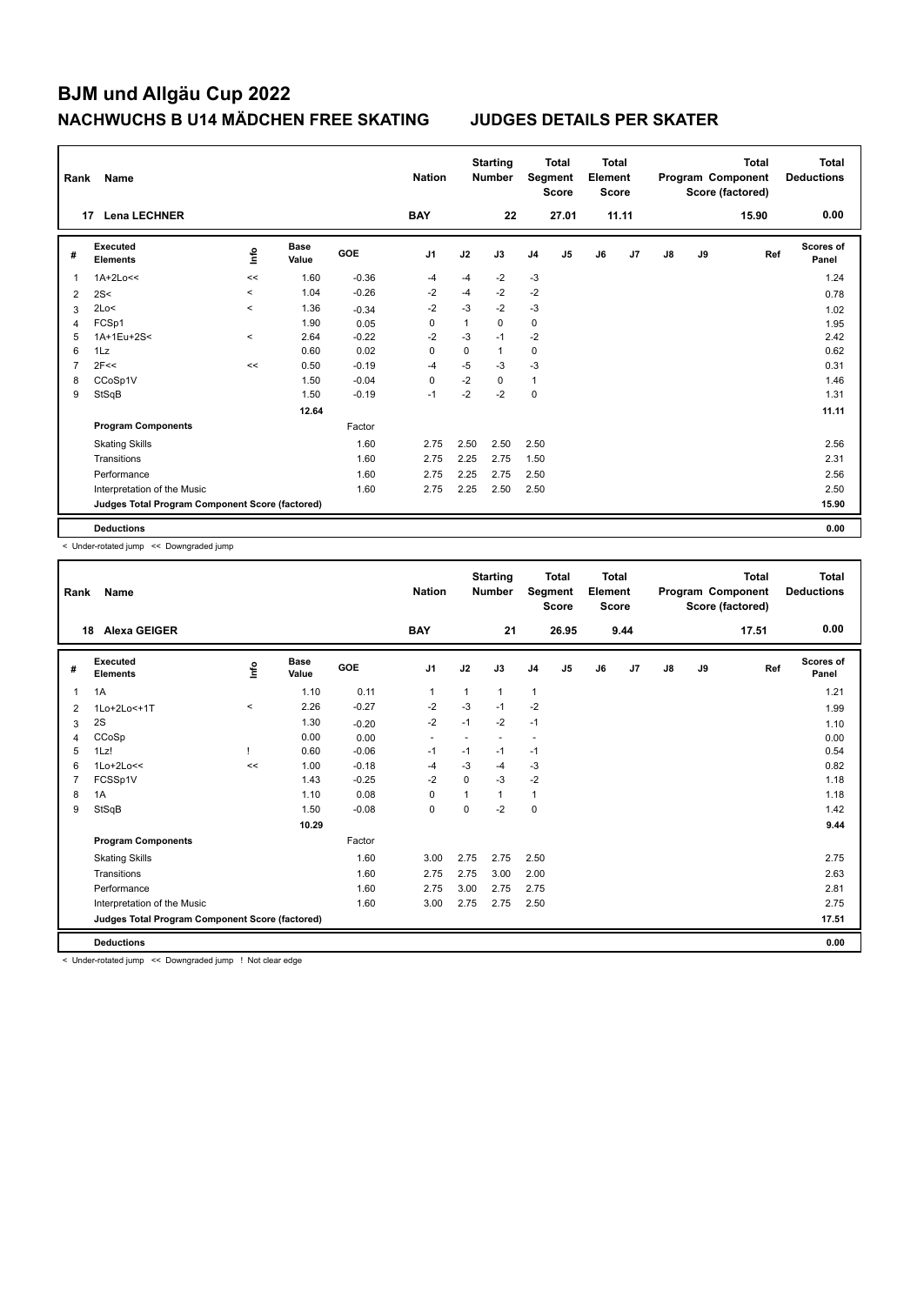# BJM und Allgäu Cup 2022

## NACHWUCHS B U14 MÄDCHEN FREE SKATING     JUDGES DETAILS PER SKATER

| Rank | Name | Nation | Starting Number | Total Segment Score | Total Element Score | Total Program Component Score (factored) | Total Deductions |
|---|---|---|---|---|---|---|---|
| 17 | Lena LECHNER | BAY | 22 | 27.01 | 11.11 | 15.90 | 0.00 |

| # | Executed Elements | Info | Base Value | GOE | J1 | J2 | J3 | J4 | J5 | J6 | J7 | J8 | J9 | Ref | Scores of Panel |
|---|---|---|---|---|---|---|---|---|---|---|---|---|---|---|---|
| 1 | 1A+2Lo<< | << | 1.60 | -0.36 | -4 | -4 | -2 | -3 | | | | | | | 1.24 |
| 2 | 2S< | < | 1.04 | -0.26 | -2 | -4 | -2 | -2 | | | | | | | 0.78 |
| 3 | 2Lo< | < | 1.36 | -0.34 | -2 | -3 | -2 | -3 | | | | | | | 1.02 |
| 4 | FCSp1 | | 1.90 | 0.05 | 0 | 1 | 0 | 0 | | | | | | | 1.95 |
| 5 | 1A+1Eu+2S< | < | 2.64 | -0.22 | -2 | -3 | -1 | -2 | | | | | | | 2.42 |
| 6 | 1Lz | | 0.60 | 0.02 | 0 | 0 | 1 | 0 | | | | | | | 0.62 |
| 7 | 2F<< | << | 0.50 | -0.19 | -4 | -5 | -3 | -3 | | | | | | | 0.31 |
| 8 | CCoSp1V | | 1.50 | -0.04 | 0 | -2 | 0 | 1 | | | | | | | 1.46 |
| 9 | StSqB | | 1.50 | -0.19 | -1 | -2 | -2 | 0 | | | | | | | 1.31 |
| | | | 12.64 | | | | | | | | | | | | 11.11 |
| | **Program Components** | | | Factor | | | | | | | | | | | |
| | Skating Skills | | | 1.60 | 2.75 | 2.50 | 2.50 | 2.50 | | | | | | | 2.56 |
| | Transitions | | | 1.60 | 2.75 | 2.25 | 2.75 | 1.50 | | | | | | | 2.31 |
| | Performance | | | 1.60 | 2.75 | 2.25 | 2.75 | 2.50 | | | | | | | 2.56 |
| | Interpretation of the Music | | | 1.60 | 2.75 | 2.25 | 2.50 | 2.50 | | | | | | | 2.50 |
| | **Judges Total Program Component Score (factored)** | | | | | | | | | | | | | | 15.90 |
| | **Deductions** | | | | | | | | | | | | | | 0.00 |

< Under-rotated jump << Downgraded jump

| Rank | Name | Nation | Starting Number | Total Segment Score | Total Element Score | Total Program Component Score (factored) | Total Deductions |
|---|---|---|---|---|---|---|---|
| 18 | Alexa GEIGER | BAY | 21 | 26.95 | 9.44 | 17.51 | 0.00 |

| # | Executed Elements | Info | Base Value | GOE | J1 | J2 | J3 | J4 | J5 | J6 | J7 | J8 | J9 | Ref | Scores of Panel |
|---|---|---|---|---|---|---|---|---|---|---|---|---|---|---|---|
| 1 | 1A | | 1.10 | 0.11 | 1 | 1 | 1 | 1 | | | | | | | 1.21 |
| 2 | 1Lo+2Lo<+1T | < | 2.26 | -0.27 | -2 | -3 | -1 | -2 | | | | | | | 1.99 |
| 3 | 2S | | 1.30 | -0.20 | -2 | -1 | -2 | -1 | | | | | | | 1.10 |
| 4 | CCoSp | | 0.00 | 0.00 | - | - | - | - | | | | | | | 0.00 |
| 5 | 1Lz! | ! | 0.60 | -0.06 | -1 | -1 | -1 | -1 | | | | | | | 0.54 |
| 6 | 1Lo+2Lo<< | << | 1.00 | -0.18 | -4 | -3 | -4 | -3 | | | | | | | 0.82 |
| 7 | FCSSp1V | | 1.43 | -0.25 | -2 | 0 | -3 | -2 | | | | | | | 1.18 |
| 8 | 1A | | 1.10 | 0.08 | 0 | 1 | 1 | 1 | | | | | | | 1.18 |
| 9 | StSqB | | 1.50 | -0.08 | 0 | 0 | -2 | 0 | | | | | | | 1.42 |
| | | | 10.29 | | | | | | | | | | | | 9.44 |
| | **Program Components** | | | Factor | | | | | | | | | | | |
| | Skating Skills | | | 1.60 | 3.00 | 2.75 | 2.75 | 2.50 | | | | | | | 2.75 |
| | Transitions | | | 1.60 | 2.75 | 2.75 | 3.00 | 2.00 | | | | | | | 2.63 |
| | Performance | | | 1.60 | 2.75 | 3.00 | 2.75 | 2.75 | | | | | | | 2.81 |
| | Interpretation of the Music | | | 1.60 | 3.00 | 2.75 | 2.75 | 2.50 | | | | | | | 2.75 |
| | **Judges Total Program Component Score (factored)** | | | | | | | | | | | | | | 17.51 |
| | **Deductions** | | | | | | | | | | | | | | 0.00 |

< Under-rotated jump << Downgraded jump ! Not clear edge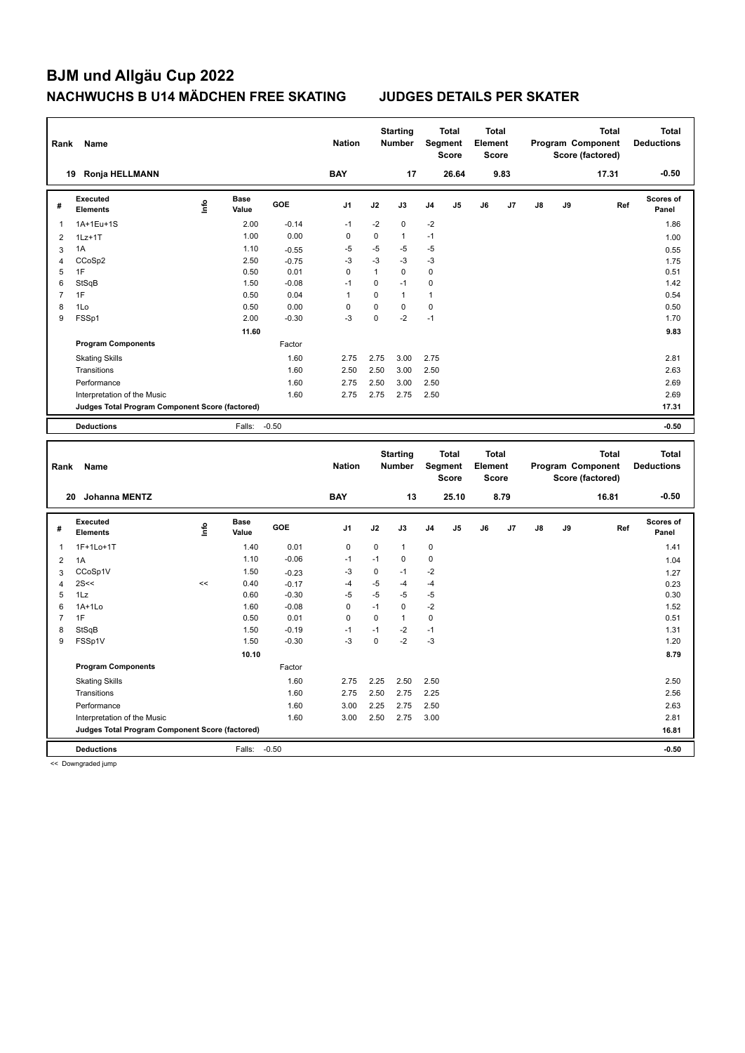# BJM und Allgäu Cup 2022

## NACHWUCHS B U14 MÄDCHEN FREE SKATING — JUDGES DETAILS PER SKATER

| Rank | Name | Nation | Starting Number | Total Segment Score | Total Element Score | Total Program Component Score (factored) | Total Deductions |
|---|---|---|---|---|---|---|---|
| 19 | Ronja HELLMANN | BAY | 17 | 26.64 | 9.83 | 17.31 | -0.50 |

| # | Executed Elements | Info | Base Value | GOE | J1 | J2 | J3 | J4 | J5 | J6 | J7 | J8 | J9 | Ref | Scores of Panel |
|---|---|---|---|---|---|---|---|---|---|---|---|---|---|---|---|
| 1 | 1A+1Eu+1S | | 2.00 | -0.14 | -1 | -2 | 0 | -2 | | | | | | | 1.86 |
| 2 | 1Lz+1T | | 1.00 | 0.00 | 0 | 0 | 1 | -1 | | | | | | | 1.00 |
| 3 | 1A | | 1.10 | -0.55 | -5 | -5 | -5 | -5 | | | | | | | 0.55 |
| 4 | CCoSp2 | | 2.50 | -0.75 | -3 | -3 | -3 | -3 | | | | | | | 1.75 |
| 5 | 1F | | 0.50 | 0.01 | 0 | 1 | 0 | 0 | | | | | | | 0.51 |
| 6 | StSqB | | 1.50 | -0.08 | -1 | 0 | -1 | 0 | | | | | | | 1.42 |
| 7 | 1F | | 0.50 | 0.04 | 1 | 0 | 1 | 1 | | | | | | | 0.54 |
| 8 | 1Lo | | 0.50 | 0.00 | 0 | 0 | 0 | 0 | | | | | | | 0.50 |
| 9 | FSSp1 | | 2.00 | -0.30 | -3 | 0 | -2 | -1 | | | | | | | 1.70 |
| | | | 11.60 | | | | | | | | | | | | 9.83 |
| | **Program Components** | | | Factor | | | | | | | | | | | |
| | Skating Skills | | | 1.60 | 2.75 | 2.75 | 3.00 | 2.75 | | | | | | | 2.81 |
| | Transitions | | | 1.60 | 2.50 | 2.50 | 3.00 | 2.50 | | | | | | | 2.63 |
| | Performance | | | 1.60 | 2.75 | 2.50 | 3.00 | 2.50 | | | | | | | 2.69 |
| | Interpretation of the Music | | | 1.60 | 2.75 | 2.75 | 2.75 | 2.50 | | | | | | | 2.69 |
| | **Judges Total Program Component Score (factored)** | | | | | | | | | | | | | | 17.31 |
| | **Deductions** | | Falls: | -0.50 | | | | | | | | | | | -0.50 |

| Rank | Name | Nation | Starting Number | Total Segment Score | Total Element Score | Total Program Component Score (factored) | Total Deductions |
|---|---|---|---|---|---|---|---|
| 20 | Johanna MENTZ | BAY | 13 | 25.10 | 8.79 | 16.81 | -0.50 |

| # | Executed Elements | Info | Base Value | GOE | J1 | J2 | J3 | J4 | J5 | J6 | J7 | J8 | J9 | Ref | Scores of Panel |
|---|---|---|---|---|---|---|---|---|---|---|---|---|---|---|---|
| 1 | 1F+1Lo+1T | | 1.40 | 0.01 | 0 | 0 | 1 | 0 | | | | | | | 1.41 |
| 2 | 1A | | 1.10 | -0.06 | -1 | -1 | 0 | 0 | | | | | | | 1.04 |
| 3 | CCoSp1V | | 1.50 | -0.23 | -3 | 0 | -1 | -2 | | | | | | | 1.27 |
| 4 | 2S<< | << | 0.40 | -0.17 | -4 | -5 | -4 | -4 | | | | | | | 0.23 |
| 5 | 1Lz | | 0.60 | -0.30 | -5 | -5 | -5 | -5 | | | | | | | 0.30 |
| 6 | 1A+1Lo | | 1.60 | -0.08 | 0 | -1 | 0 | -2 | | | | | | | 1.52 |
| 7 | 1F | | 0.50 | 0.01 | 0 | 0 | 1 | 0 | | | | | | | 0.51 |
| 8 | StSqB | | 1.50 | -0.19 | -1 | -1 | -2 | -1 | | | | | | | 1.31 |
| 9 | FSSp1V | | 1.50 | -0.30 | -3 | 0 | -2 | -3 | | | | | | | 1.20 |
| | | | 10.10 | | | | | | | | | | | | 8.79 |
| | **Program Components** | | | Factor | | | | | | | | | | | |
| | Skating Skills | | | 1.60 | 2.75 | 2.25 | 2.50 | 2.50 | | | | | | | 2.50 |
| | Transitions | | | 1.60 | 2.75 | 2.50 | 2.75 | 2.25 | | | | | | | 2.56 |
| | Performance | | | 1.60 | 3.00 | 2.25 | 2.75 | 2.50 | | | | | | | 2.63 |
| | Interpretation of the Music | | | 1.60 | 3.00 | 2.50 | 2.75 | 3.00 | | | | | | | 2.81 |
| | **Judges Total Program Component Score (factored)** | | | | | | | | | | | | | | 16.81 |
| | **Deductions** | | Falls: | -0.50 | | | | | | | | | | | -0.50 |

<< Downgraded jump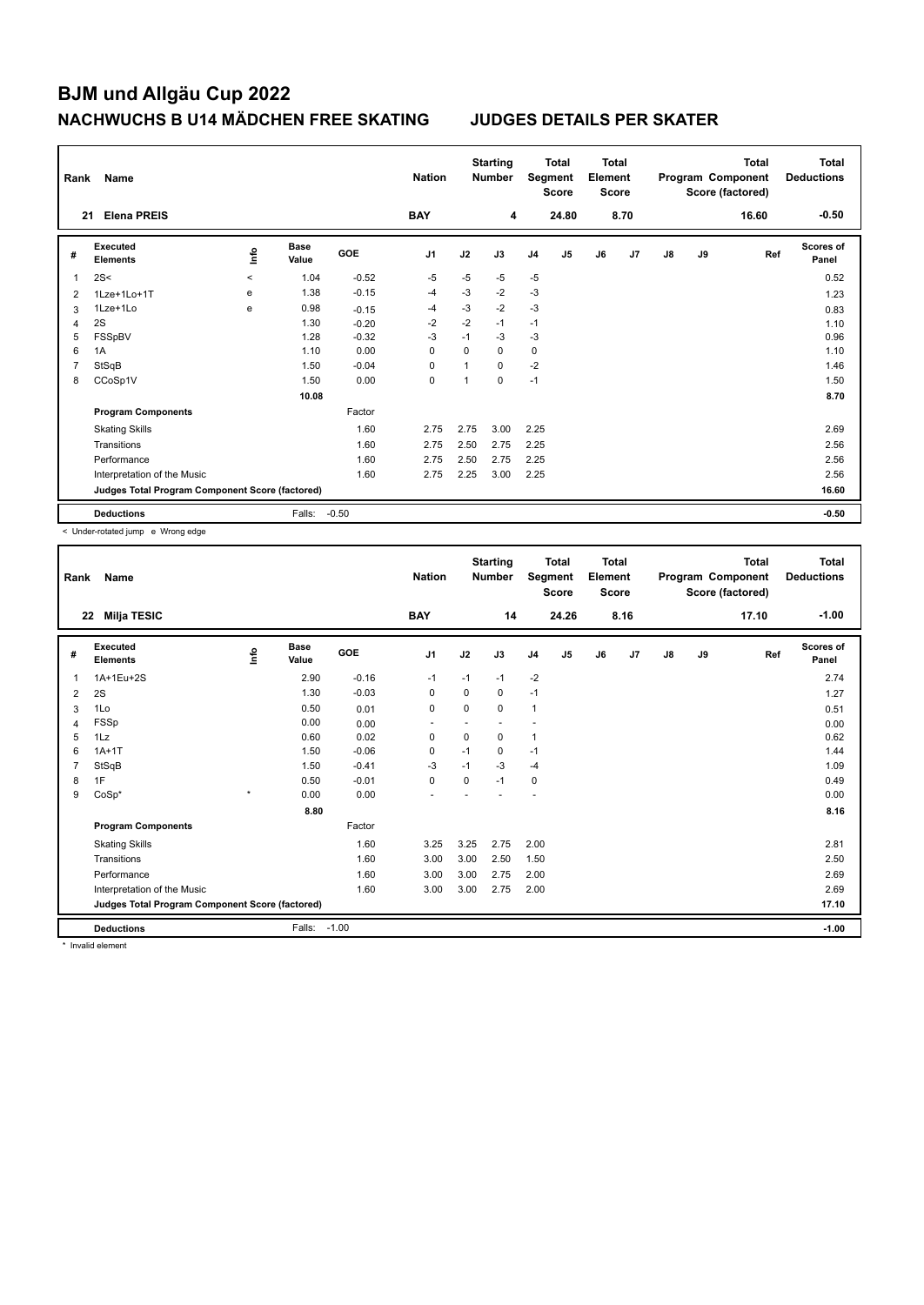# BJM und Allgäu Cup 2022

## NACHWUCHS B U14 MÄDCHEN FREE SKATING — JUDGES DETAILS PER SKATER

| Rank | Name | Nation | Starting Number | Total Segment Score | Total Element Score | Total Program Component Score (factored) | Total Deductions |
|---|---|---|---|---|---|---|---|
| 21 | Elena PREIS | BAY | 4 | 24.80 | 8.70 | 16.60 | -0.50 |

| # | Executed Elements | Info | Base Value | GOE | J1 | J2 | J3 | J4 | J5 | J6 | J7 | J8 | J9 | Ref | Scores of Panel |
|---|---|---|---|---|---|---|---|---|---|---|---|---|---|---|---|
| 1 | 2S< | < | 1.04 | -0.52 | -5 | -5 | -5 | -5 | | | | | | | 0.52 |
| 2 | 1Lze+1Lo+1T | e | 1.38 | -0.15 | -4 | -3 | -2 | -3 | | | | | | | 1.23 |
| 3 | 1Lze+1Lo | e | 0.98 | -0.15 | -4 | -3 | -2 | -3 | | | | | | | 0.83 |
| 4 | 2S | | 1.30 | -0.20 | -2 | -2 | -1 | -1 | | | | | | | 1.10 |
| 5 | FSSpBV | | 1.28 | -0.32 | -3 | -1 | -3 | -3 | | | | | | | 0.96 |
| 6 | 1A | | 1.10 | 0.00 | 0 | 0 | 0 | 0 | | | | | | | 1.10 |
| 7 | StSqB | | 1.50 | -0.04 | 0 | 1 | 0 | -2 | | | | | | | 1.46 |
| 8 | CCoSp1V | | 1.50 | 0.00 | 0 | 1 | 0 | -1 | | | | | | | 1.50 |
| | | | 10.08 | | | | | | | | | | | | 8.70 |
| | **Program Components** | | | Factor | | | | | | | | | | | |
| | Skating Skills | | | 1.60 | 2.75 | 2.75 | 3.00 | 2.25 | | | | | | | 2.69 |
| | Transitions | | | 1.60 | 2.75 | 2.50 | 2.75 | 2.25 | | | | | | | 2.56 |
| | Performance | | | 1.60 | 2.75 | 2.50 | 2.75 | 2.25 | | | | | | | 2.56 |
| | Interpretation of the Music | | | 1.60 | 2.75 | 2.25 | 3.00 | 2.25 | | | | | | | 2.56 |
| | **Judges Total Program Component Score (factored)** | | | | | | | | | | | | | | 16.60 |
| | **Deductions** | | Falls: | -0.50 | | | | | | | | | | | -0.50 |

< Under-rotated jump e Wrong edge

| Rank | Name | Nation | Starting Number | Total Segment Score | Total Element Score | Total Program Component Score (factored) | Total Deductions |
|---|---|---|---|---|---|---|---|
| 22 | Milja TESIC | BAY | 14 | 24.26 | 8.16 | 17.10 | -1.00 |

| # | Executed Elements | Info | Base Value | GOE | J1 | J2 | J3 | J4 | J5 | J6 | J7 | J8 | J9 | Ref | Scores of Panel |
|---|---|---|---|---|---|---|---|---|---|---|---|---|---|---|---|
| 1 | 1A+1Eu+2S | | 2.90 | -0.16 | -1 | -1 | -1 | -2 | | | | | | | 2.74 |
| 2 | 2S | | 1.30 | -0.03 | 0 | 0 | 0 | -1 | | | | | | | 1.27 |
| 3 | 1Lo | | 0.50 | 0.01 | 0 | 0 | 0 | 1 | | | | | | | 0.51 |
| 4 | FSSp | | 0.00 | 0.00 | - | - | - | - | | | | | | | 0.00 |
| 5 | 1Lz | | 0.60 | 0.02 | 0 | 0 | 0 | 1 | | | | | | | 0.62 |
| 6 | 1A+1T | | 1.50 | -0.06 | 0 | -1 | 0 | -1 | | | | | | | 1.44 |
| 7 | StSqB | | 1.50 | -0.41 | -3 | -1 | -3 | -4 | | | | | | | 1.09 |
| 8 | 1F | | 0.50 | -0.01 | 0 | 0 | -1 | 0 | | | | | | | 0.49 |
| 9 | CoSp* | * | 0.00 | 0.00 | - | - | - | - | | | | | | | 0.00 |
| | | | 8.80 | | | | | | | | | | | | 8.16 |
| | **Program Components** | | | Factor | | | | | | | | | | | |
| | Skating Skills | | | 1.60 | 3.25 | 3.25 | 2.75 | 2.00 | | | | | | | 2.81 |
| | Transitions | | | 1.60 | 3.00 | 3.00 | 2.50 | 1.50 | | | | | | | 2.50 |
| | Performance | | | 1.60 | 3.00 | 3.00 | 2.75 | 2.00 | | | | | | | 2.69 |
| | Interpretation of the Music | | | 1.60 | 3.00 | 3.00 | 2.75 | 2.00 | | | | | | | 2.69 |
| | **Judges Total Program Component Score (factored)** | | | | | | | | | | | | | | 17.10 |
| | **Deductions** | | Falls: | -1.00 | | | | | | | | | | | -1.00 |

* Invalid element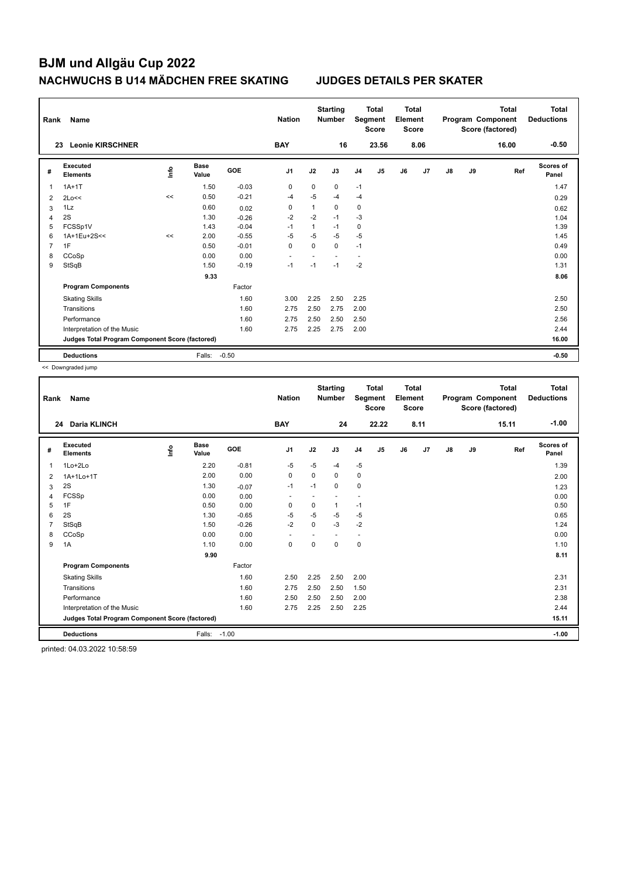# BJM und Allgäu Cup 2022

## NACHWUCHS B U14 MÄDCHEN FREE SKATING JUDGES DETAILS PER SKATER

| Rank | Name | Nation | Starting Number | Total Segment Score | Total Element Score | Total Program Component Score (factored) | Total Deductions |
|---|---|---|---|---|---|---|---|
| 23 | Leonie KIRSCHNER | BAY | 16 | 23.56 | 8.06 | 16.00 | -0.50 |

| # | Executed Elements | Info | Base Value | GOE | J1 | J2 | J3 | J4 | J5 | J6 | J7 | J8 | J9 | Ref | Scores of Panel |
|---|---|---|---|---|---|---|---|---|---|---|---|---|---|---|---|
| 1 | 1A+1T | | 1.50 | -0.03 | 0 | 0 | 0 | -1 | | | | | | | 1.47 |
| 2 | 2Lo<< | << | 0.50 | -0.21 | -4 | -5 | -4 | -4 | | | | | | | 0.29 |
| 3 | 1Lz | | 0.60 | 0.02 | 0 | 1 | 0 | 0 | | | | | | | 0.62 |
| 4 | 2S | | 1.30 | -0.26 | -2 | -2 | -1 | -3 | | | | | | | 1.04 |
| 5 | FCSSp1V | | 1.43 | -0.04 | -1 | 1 | -1 | 0 | | | | | | | 1.39 |
| 6 | 1A+1Eu+2S<< | << | 2.00 | -0.55 | -5 | -5 | -5 | -5 | | | | | | | 1.45 |
| 7 | 1F | | 0.50 | -0.01 | 0 | 0 | 0 | -1 | | | | | | | 0.49 |
| 8 | CCoSp | | 0.00 | 0.00 | - | - | - | - | | | | | | | 0.00 |
| 9 | StSqB | | 1.50 | -0.19 | -1 | -1 | -1 | -2 | | | | | | | 1.31 |
| | | | 9.33 | | | | | | | | | | | | 8.06 |
| | **Program Components** | | | Factor | | | | | | | | | | | |
| | Skating Skills | | | 1.60 | 3.00 | 2.25 | 2.50 | 2.25 | | | | | | | 2.50 |
| | Transitions | | | 1.60 | 2.75 | 2.50 | 2.75 | 2.00 | | | | | | | 2.50 |
| | Performance | | | 1.60 | 2.75 | 2.50 | 2.50 | 2.50 | | | | | | | 2.56 |
| | Interpretation of the Music | | | 1.60 | 2.75 | 2.25 | 2.75 | 2.00 | | | | | | | 2.44 |
| | **Judges Total Program Component Score (factored)** | | | | | | | | | | | | | | 16.00 |
| | **Deductions** | | Falls: | -0.50 | | | | | | | | | | | -0.50 |

<< Downgraded jump

| Rank | Name | Nation | Starting Number | Total Segment Score | Total Element Score | Total Program Component Score (factored) | Total Deductions |
|---|---|---|---|---|---|---|---|
| 24 | Daria KLINCH | BAY | 24 | 22.22 | 8.11 | 15.11 | -1.00 |

| # | Executed Elements | Info | Base Value | GOE | J1 | J2 | J3 | J4 | J5 | J6 | J7 | J8 | J9 | Ref | Scores of Panel |
|---|---|---|---|---|---|---|---|---|---|---|---|---|---|---|---|
| 1 | 1Lo+2Lo | | 2.20 | -0.81 | -5 | -5 | -4 | -5 | | | | | | | 1.39 |
| 2 | 1A+1Lo+1T | | 2.00 | 0.00 | 0 | 0 | 0 | 0 | | | | | | | 2.00 |
| 3 | 2S | | 1.30 | -0.07 | -1 | -1 | 0 | 0 | | | | | | | 1.23 |
| 4 | FCSSp | | 0.00 | 0.00 | - | - | - | - | | | | | | | 0.00 |
| 5 | 1F | | 0.50 | 0.00 | 0 | 0 | 1 | -1 | | | | | | | 0.50 |
| 6 | 2S | | 1.30 | -0.65 | -5 | -5 | -5 | -5 | | | | | | | 0.65 |
| 7 | StSqB | | 1.50 | -0.26 | -2 | 0 | -3 | -2 | | | | | | | 1.24 |
| 8 | CCoSp | | 0.00 | 0.00 | - | - | - | - | | | | | | | 0.00 |
| 9 | 1A | | 1.10 | 0.00 | 0 | 0 | 0 | 0 | | | | | | | 1.10 |
| | | | 9.90 | | | | | | | | | | | | 8.11 |
| | **Program Components** | | | Factor | | | | | | | | | | | |
| | Skating Skills | | | 1.60 | 2.50 | 2.25 | 2.50 | 2.00 | | | | | | | 2.31 |
| | Transitions | | | 1.60 | 2.75 | 2.50 | 2.50 | 1.50 | | | | | | | 2.31 |
| | Performance | | | 1.60 | 2.50 | 2.50 | 2.50 | 2.00 | | | | | | | 2.38 |
| | Interpretation of the Music | | | 1.60 | 2.75 | 2.25 | 2.50 | 2.25 | | | | | | | 2.44 |
| | **Judges Total Program Component Score (factored)** | | | | | | | | | | | | | | 15.11 |
| | **Deductions** | | Falls: | -1.00 | | | | | | | | | | | -1.00 |

printed: 04.03.2022 10:58:59